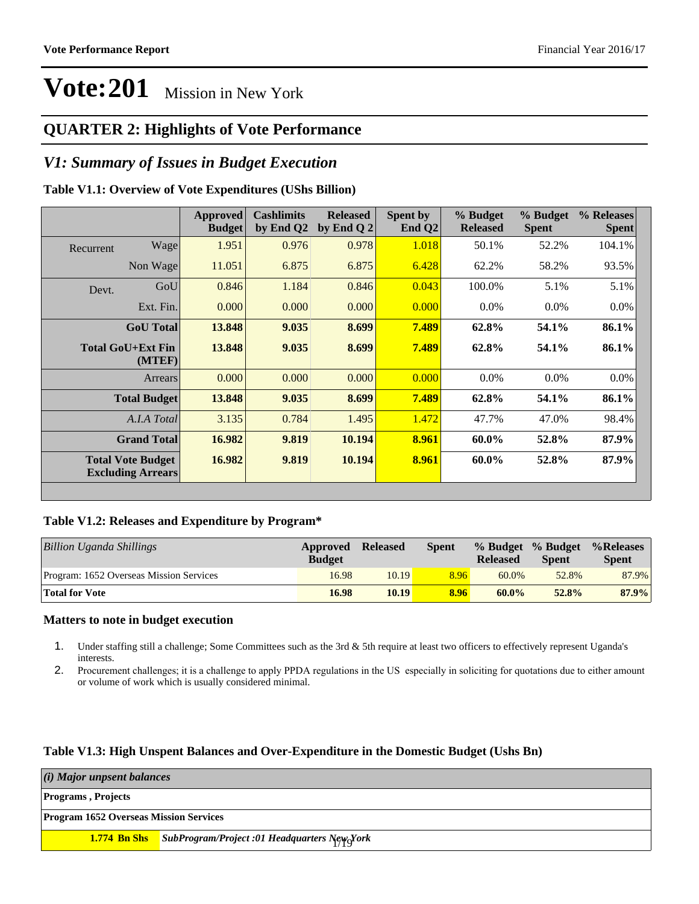# Vote:201 Mission in New York

## QUARTER 2: Highlights of Vote Performance

## *V1: Summary of Issues in Budget Execution*

**Table V1.1: Overview of Vote Expenditures (UShs Billion)**

| | | Approved Budget | Cashlimits by End Q2 | Released by End Q 2 | Spent by End Q2 | % Budget Released | % Budget Spent | % Releases Spent |
|---|---|---|---|---|---|---|---|---|
| Recurrent | Wage | 1.951 | 0.976 | 0.978 | 1.018 | 50.1% | 52.2% | 104.1% |
| | Non Wage | 11.051 | 6.875 | 6.875 | 6.428 | 62.2% | 58.2% | 93.5% |
| Devt. | GoU | 0.846 | 1.184 | 0.846 | 0.043 | 100.0% | 5.1% | 5.1% |
| | Ext. Fin. | 0.000 | 0.000 | 0.000 | 0.000 | 0.0% | 0.0% | 0.0% |
| | **GoU Total** | **13.848** | **9.035** | **8.699** | **7.489** | **62.8%** | **54.1%** | **86.1%** |
| | **Total GoU+Ext Fin (MTEF)** | **13.848** | **9.035** | **8.699** | **7.489** | **62.8%** | **54.1%** | **86.1%** |
| | Arrears | 0.000 | 0.000 | 0.000 | 0.000 | 0.0% | 0.0% | 0.0% |
| | **Total Budget** | **13.848** | **9.035** | **8.699** | **7.489** | **62.8%** | **54.1%** | **86.1%** |
| | *A.I.A Total* | 3.135 | 0.784 | 1.495 | 1.472 | 47.7% | 47.0% | 98.4% |
| | **Grand Total** | **16.982** | **9.819** | **10.194** | **8.961** | **60.0%** | **52.8%** | **87.9%** |
| | **Total Vote Budget Excluding Arrears** | **16.982** | **9.819** | **10.194** | **8.961** | **60.0%** | **52.8%** | **87.9%** |

**Table V1.2: Releases and Expenditure by Program***

| *Billion Uganda Shillings* | Approved Budget | Released | Spent | % Budget Released | % Budget Spent | %Releases Spent |
|---|---|---|---|---|---|---|
| Program: 1652 Overseas Mission Services | 16.98 | 10.19 | 8.96 | 60.0% | 52.8% | 87.9% |
| **Total for Vote** | **16.98** | **10.19** | **8.96** | **60.0%** | **52.8%** | **87.9%** |

### Matters to note in budget execution

1. Under staffing still a challenge; Some Committees such as the 3rd & 5th require at least two officers to effectively represent Uganda's interests.
2. Procurement challenges; it is a challenge to apply PPDA regulations in the US especially in soliciting for quotations due to either amount or volume of work which is usually considered minimal.

**Table V1.3: High Unspent Balances and Over-Expenditure in the Domestic Budget (Ushs Bn)**

| *(i) Major unpsent balances* | |
|---|---|
| **Programs , Projects** | |
| **Program 1652 Overseas Mission Services** | |
| **1.774 Bn Shs** | ***SubProgram/Project :01 Headquarters New York*** |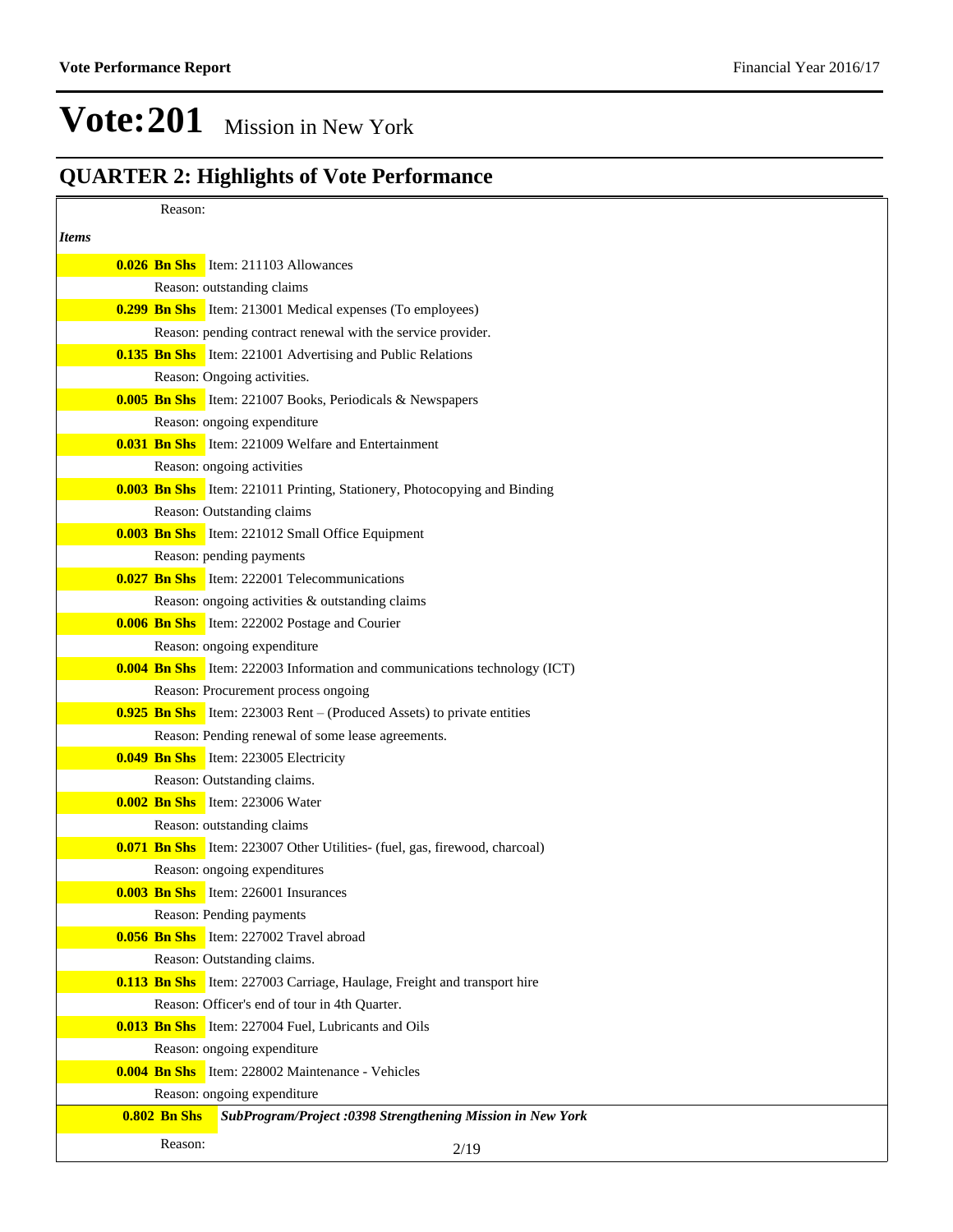# Vote:201 Mission in New York

## QUARTER 2: Highlights of Vote Performance

Reason:

*Items*

**0.026 Bn Shs** Item: 211103 Allowances

Reason: outstanding claims

**0.299 Bn Shs** Item: 213001 Medical expenses (To employees)

Reason: pending contract renewal with the service provider.

**0.135 Bn Shs** Item: 221001 Advertising and Public Relations

Reason: Ongoing activities.

**0.005 Bn Shs** Item: 221007 Books, Periodicals & Newspapers

Reason: ongoing expenditure

**0.031 Bn Shs** Item: 221009 Welfare and Entertainment

Reason: ongoing activities

**0.003 Bn Shs** Item: 221011 Printing, Stationery, Photocopying and Binding

Reason: Outstanding claims

**0.003 Bn Shs** Item: 221012 Small Office Equipment

Reason: pending payments

**0.027 Bn Shs** Item: 222001 Telecommunications

Reason: ongoing activities & outstanding claims

**0.006 Bn Shs** Item: 222002 Postage and Courier

Reason: ongoing expenditure

**0.004 Bn Shs** Item: 222003 Information and communications technology (ICT)

Reason: Procurement process ongoing

**0.925 Bn Shs** Item: 223003 Rent – (Produced Assets) to private entities

Reason: Pending renewal of some lease agreements.

**0.049 Bn Shs** Item: 223005 Electricity

Reason: Outstanding claims.

**0.002 Bn Shs** Item: 223006 Water

Reason: outstanding claims

**0.071 Bn Shs** Item: 223007 Other Utilities- (fuel, gas, firewood, charcoal)

Reason: ongoing expenditures

**0.003 Bn Shs** Item: 226001 Insurances

Reason: Pending payments

**0.056 Bn Shs** Item: 227002 Travel abroad

Reason: Outstanding claims.

**0.113 Bn Shs** Item: 227003 Carriage, Haulage, Freight and transport hire

Reason: Officer's end of tour in 4th Quarter.

**0.013 Bn Shs** Item: 227004 Fuel, Lubricants and Oils

Reason: ongoing expenditure

**0.004 Bn Shs** Item: 228002 Maintenance - Vehicles

Reason: ongoing expenditure

**0.802 Bn Shs** ***SubProgram/Project :0398 Strengthening Mission in New York***

Reason: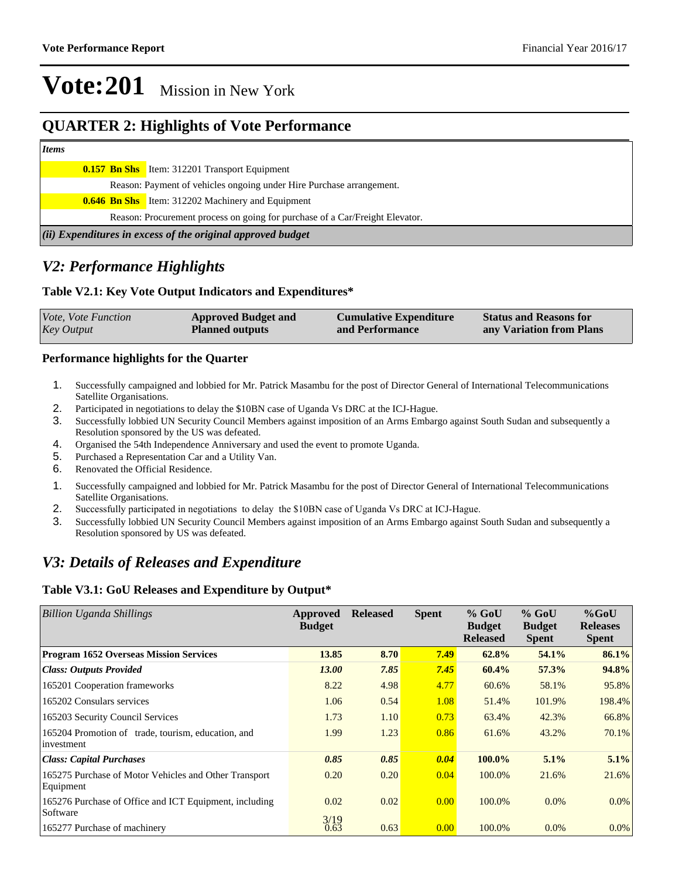# Vote:201 Mission in New York

## QUARTER 2: Highlights of Vote Performance

| *Items* | |
|---|---|
| **0.157 Bn Shs** | Item: 312201 Transport Equipment |
| | Reason: Payment of vehicles ongoing under Hire Purchase arrangement. |
| **0.646 Bn Shs** | Item: 312202 Machinery and Equipment |
| | Reason: Procurement process on going for purchase of a Car/Freight Elevator. |

***(ii) Expenditures in excess of the original approved budget***

## *V2: Performance Highlights*

### Table V2.1: Key Vote Output Indicators and Expenditures*

| *Vote, Vote Function Key Output* | **Approved Budget and Planned outputs** | **Cumulative Expenditure and Performance** | **Status and Reasons for any Variation from Plans** |
|---|---|---|---|

### Performance highlights for the Quarter

1. Successfully campaigned and lobbied for Mr. Patrick Masambu for the post of Director General of International Telecommunications Satellite Organisations.
2. Participated in negotiations to delay the $10BN case of Uganda Vs DRC at the ICJ-Hague.
3. Successfully lobbied UN Security Council Members against imposition of an Arms Embargo against South Sudan and subsequently a Resolution sponsored by the US was defeated.
4. Organised the 54th Independence Anniversary and used the event to promote Uganda.
5. Purchased a Representation Car and a Utility Van.
6. Renovated the Official Residence.

1. Successfully campaigned and lobbied for Mr. Patrick Masambu for the post of Director General of International Telecommunications Satellite Organisations.
2. Successfully participated in negotiations to delay the $10BN case of Uganda Vs DRC at ICJ-Hague.
3. Successfully lobbied UN Security Council Members against imposition of an Arms Embargo against South Sudan and subsequently a Resolution sponsored by US was defeated.

## *V3: Details of Releases and Expenditure*

### Table V3.1: GoU Releases and Expenditure by Output*

| *Billion Uganda Shillings* | Approved Budget | Released | Spent | % GoU Budget Released | % GoU Budget Spent | %GoU Releases Spent |
|---|---|---|---|---|---|---|
| **Program 1652 Overseas Mission Services** | **13.85** | **8.70** | **7.49** | **62.8%** | **54.1%** | **86.1%** |
| ***Class: Outputs Provided*** | ***13.00*** | ***7.85*** | ***7.45*** | **60.4%** | **57.3%** | **94.8%** |
| 165201 Cooperation frameworks | 8.22 | 4.98 | 4.77 | 60.6% | 58.1% | 95.8% |
| 165202 Consulars services | 1.06 | 0.54 | 1.08 | 51.4% | 101.9% | 198.4% |
| 165203 Security Council Services | 1.73 | 1.10 | 0.73 | 63.4% | 42.3% | 66.8% |
| 165204 Promotion of trade, tourism, education, and investment | 1.99 | 1.23 | 0.86 | 61.6% | 43.2% | 70.1% |
| ***Class: Capital Purchases*** | ***0.85*** | ***0.85*** | ***0.04*** | **100.0%** | **5.1%** | **5.1%** |
| 165275 Purchase of Motor Vehicles and Other Transport Equipment | 0.20 | 0.20 | 0.04 | 100.0% | 21.6% | 21.6% |
| 165276 Purchase of Office and ICT Equipment, including Software | 0.02 | 0.02 | 0.00 | 100.0% | 0.0% | 0.0% |
| 165277 Purchase of machinery | 0.63 | 0.63 | 0.00 | 100.0% | 0.0% | 0.0% |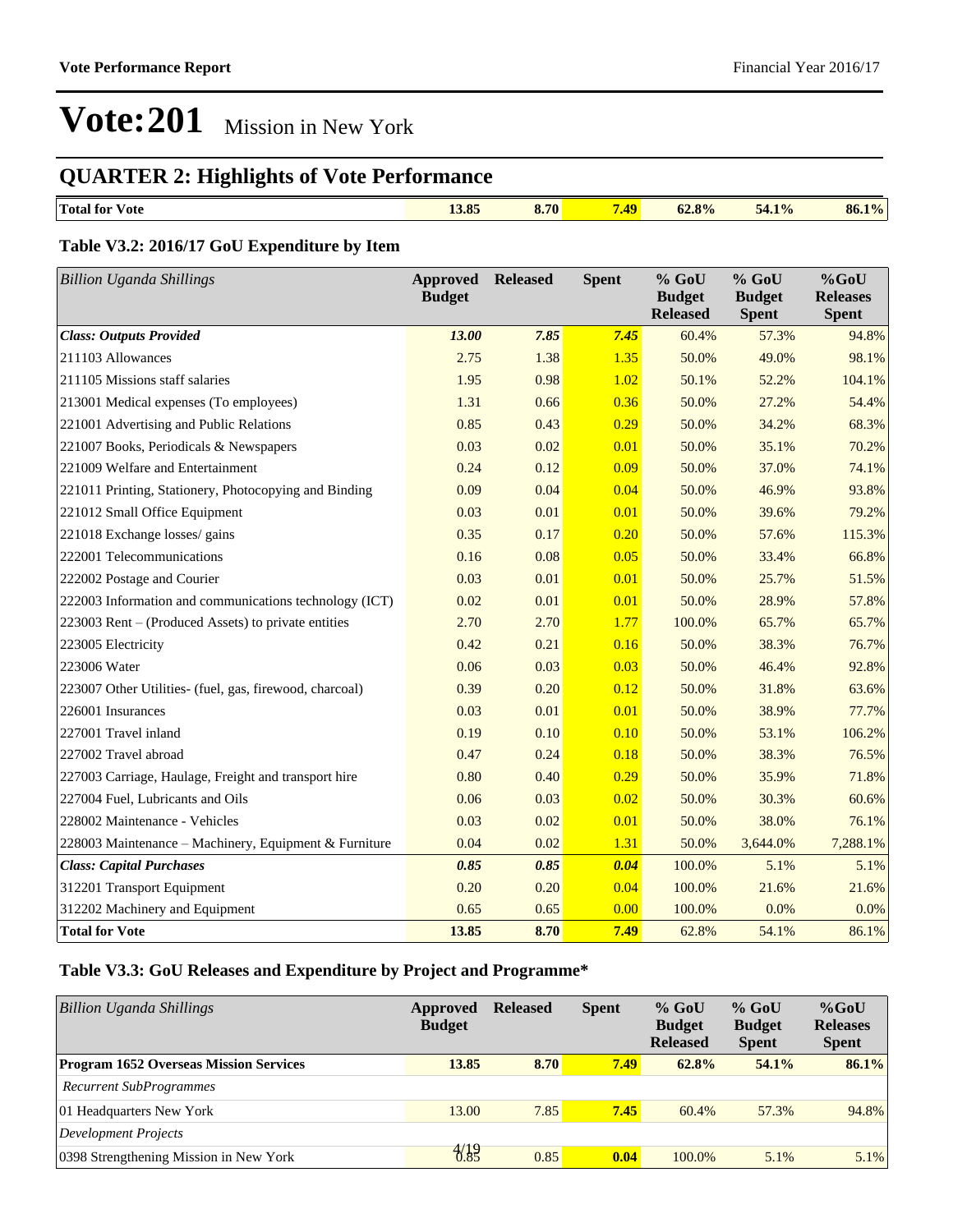# Vote:201 Mission in New York

## QUARTER 2: Highlights of Vote Performance

| **Total for Vote** | **13.85** | **8.70** | **7.49** | **62.8%** | **54.1%** | **86.1%** |
|---|---|---|---|---|---|---|

### Table V3.2: 2016/17 GoU Expenditure by Item

| *Billion Uganda Shillings* | Approved Budget | Released | Spent | % GoU Budget Released | % GoU Budget Spent | %GoU Releases Spent |
|---|---|---|---|---|---|---|
| ***Class: Outputs Provided*** | ***13.00*** | ***7.85*** | ***7.45*** | 60.4% | 57.3% | 94.8% |
| 211103 Allowances | 2.75 | 1.38 | 1.35 | 50.0% | 49.0% | 98.1% |
| 211105 Missions staff salaries | 1.95 | 0.98 | 1.02 | 50.1% | 52.2% | 104.1% |
| 213001 Medical expenses (To employees) | 1.31 | 0.66 | 0.36 | 50.0% | 27.2% | 54.4% |
| 221001 Advertising and Public Relations | 0.85 | 0.43 | 0.29 | 50.0% | 34.2% | 68.3% |
| 221007 Books, Periodicals & Newspapers | 0.03 | 0.02 | 0.01 | 50.0% | 35.1% | 70.2% |
| 221009 Welfare and Entertainment | 0.24 | 0.12 | 0.09 | 50.0% | 37.0% | 74.1% |
| 221011 Printing, Stationery, Photocopying and Binding | 0.09 | 0.04 | 0.04 | 50.0% | 46.9% | 93.8% |
| 221012 Small Office Equipment | 0.03 | 0.01 | 0.01 | 50.0% | 39.6% | 79.2% |
| 221018 Exchange losses/ gains | 0.35 | 0.17 | 0.20 | 50.0% | 57.6% | 115.3% |
| 222001 Telecommunications | 0.16 | 0.08 | 0.05 | 50.0% | 33.4% | 66.8% |
| 222002 Postage and Courier | 0.03 | 0.01 | 0.01 | 50.0% | 25.7% | 51.5% |
| 222003 Information and communications technology (ICT) | 0.02 | 0.01 | 0.01 | 50.0% | 28.9% | 57.8% |
| 223003 Rent – (Produced Assets) to private entities | 2.70 | 2.70 | 1.77 | 100.0% | 65.7% | 65.7% |
| 223005 Electricity | 0.42 | 0.21 | 0.16 | 50.0% | 38.3% | 76.7% |
| 223006 Water | 0.06 | 0.03 | 0.03 | 50.0% | 46.4% | 92.8% |
| 223007 Other Utilities- (fuel, gas, firewood, charcoal) | 0.39 | 0.20 | 0.12 | 50.0% | 31.8% | 63.6% |
| 226001 Insurances | 0.03 | 0.01 | 0.01 | 50.0% | 38.9% | 77.7% |
| 227001 Travel inland | 0.19 | 0.10 | 0.10 | 50.0% | 53.1% | 106.2% |
| 227002 Travel abroad | 0.47 | 0.24 | 0.18 | 50.0% | 38.3% | 76.5% |
| 227003 Carriage, Haulage, Freight and transport hire | 0.80 | 0.40 | 0.29 | 50.0% | 35.9% | 71.8% |
| 227004 Fuel, Lubricants and Oils | 0.06 | 0.03 | 0.02 | 50.0% | 30.3% | 60.6% |
| 228002 Maintenance - Vehicles | 0.03 | 0.02 | 0.01 | 50.0% | 38.0% | 76.1% |
| 228003 Maintenance – Machinery, Equipment & Furniture | 0.04 | 0.02 | 1.31 | 50.0% | 3,644.0% | 7,288.1% |
| ***Class: Capital Purchases*** | ***0.85*** | ***0.85*** | ***0.04*** | 100.0% | 5.1% | 5.1% |
| 312201 Transport Equipment | 0.20 | 0.20 | 0.04 | 100.0% | 21.6% | 21.6% |
| 312202 Machinery and Equipment | 0.65 | 0.65 | 0.00 | 100.0% | 0.0% | 0.0% |
| **Total for Vote** | **13.85** | **8.70** | **7.49** | 62.8% | 54.1% | 86.1% |

### Table V3.3: GoU Releases and Expenditure by Project and Programme*

| *Billion Uganda Shillings* | Approved Budget | Released | Spent | % GoU Budget Released | % GoU Budget Spent | %GoU Releases Spent |
|---|---|---|---|---|---|---|
| **Program 1652 Overseas Mission Services** | **13.85** | **8.70** | **7.49** | **62.8%** | **54.1%** | **86.1%** |
| *Recurrent SubProgrammes* | | | | | | |
| 01 Headquarters New York | 13.00 | 7.85 | **7.45** | 60.4% | 57.3% | 94.8% |
| *Development Projects* | | | | | | |
| 0398 Strengthening Mission in New York | 0.85 | 0.85 | **0.04** | 100.0% | 5.1% | 5.1% |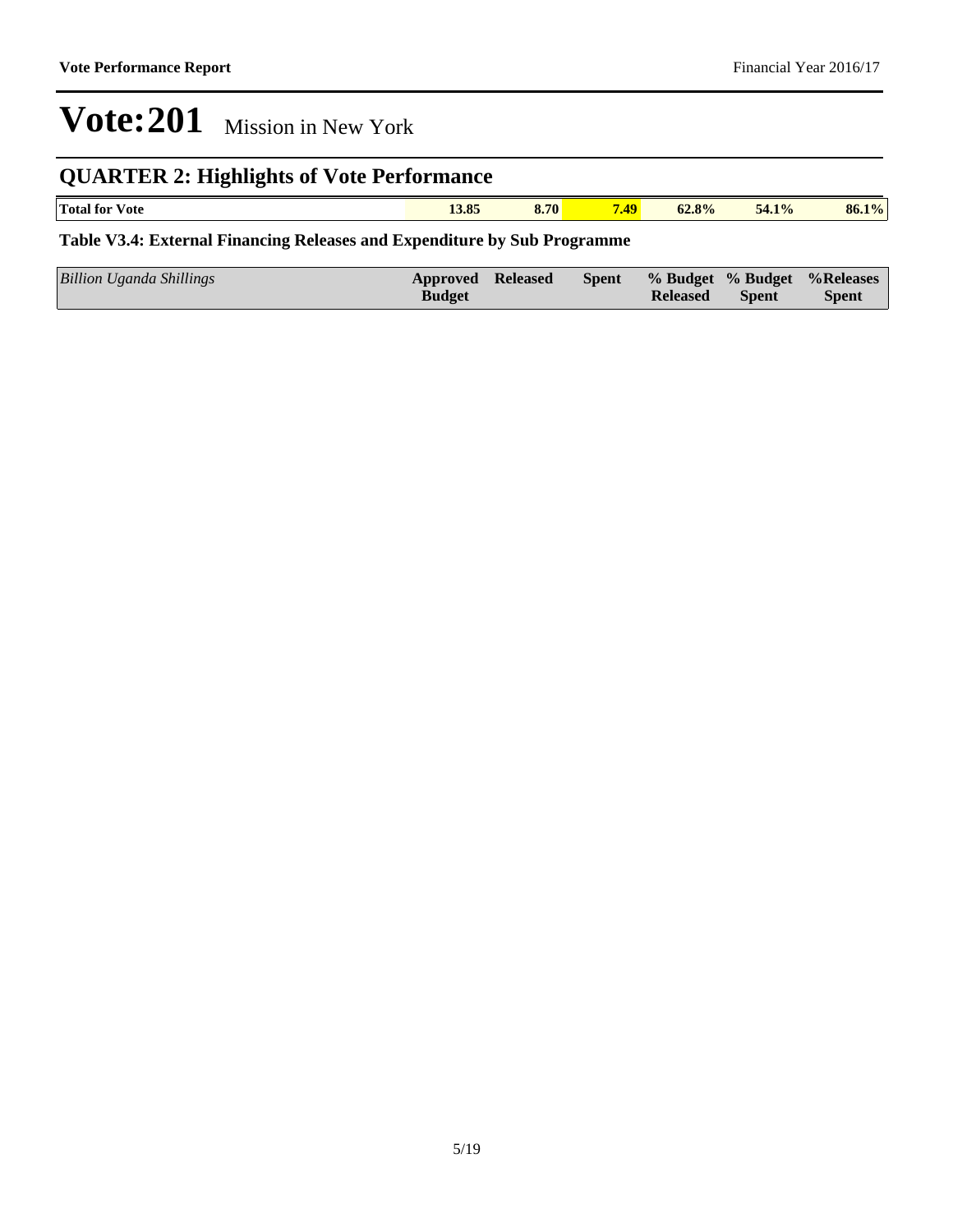# Vote:201 Mission in New York

## QUARTER 2: Highlights of Vote Performance

| **Total for Vote** | **13.85** | **8.70** | **7.49** | **62.8%** | **54.1%** | **86.1%** |
|---|---|---|---|---|---|---|

**Table V3.4: External Financing Releases and Expenditure by Sub Programme**

| *Billion Uganda Shillings* | **Approved Budget** | **Released** | **Spent** | **% Budget Released** | **% Budget Spent** | **%Releases Spent** |
|---|---|---|---|---|---|---|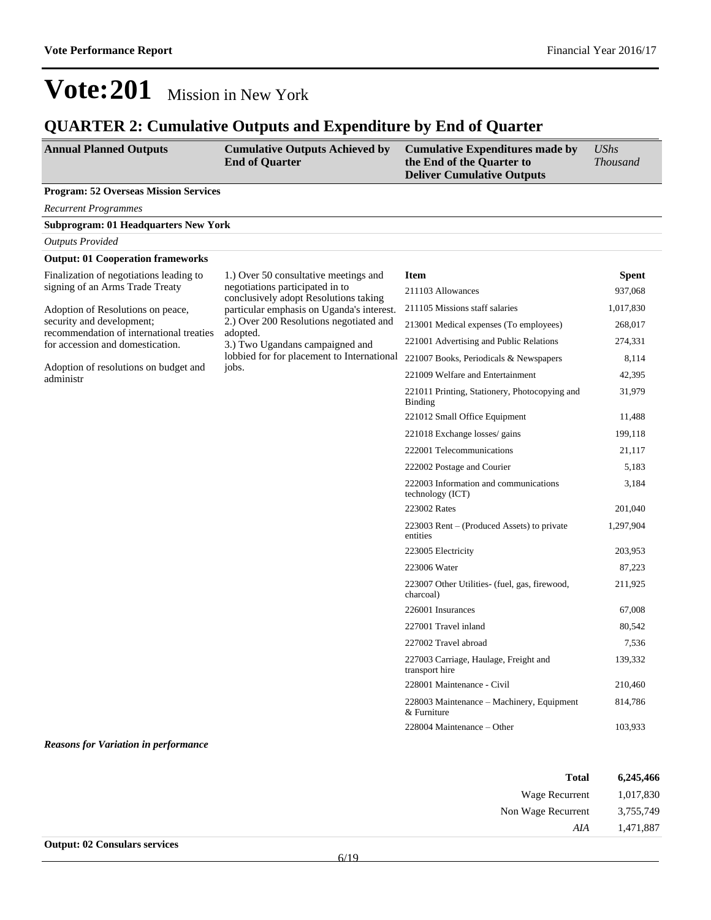# Vote:201 Mission in New York

## QUARTER 2: Cumulative Outputs and Expenditure by End of Quarter

| Annual Planned Outputs | Cumulative Outputs Achieved by End of Quarter | Cumulative Expenditures made by the End of the Quarter to Deliver Cumulative Outputs | UShs Thousand |
|---|---|---|---|

**Program: 52 Overseas Mission Services**

*Recurrent Programmes*

**Subprogram: 01 Headquarters New York**

*Outputs Provided*

**Output: 01 Cooperation frameworks**

**Annual Planned Outputs:**

Finalization of negotiations leading to signing of an Arms Trade Treaty

Adoption of Resolutions on peace, security and development; recommendation of international treaties for accession and domestication.

Adoption of resolutions on budget and administr

**Cumulative Outputs Achieved by End of Quarter:**

1.) Over 50 consultative meetings and negotiations participated in to conclusively adopt Resolutions taking particular emphasis on Uganda's interest.
2.) Over 200 Resolutions negotiated and adopted.
3.) Two Ugandans campaigned and lobbied for for placement to International jobs.

| Item | Spent |
|---|---|
| 211103 Allowances | 937,068 |
| 211105 Missions staff salaries | 1,017,830 |
| 213001 Medical expenses (To employees) | 268,017 |
| 221001 Advertising and Public Relations | 274,331 |
| 221007 Books, Periodicals & Newspapers | 8,114 |
| 221009 Welfare and Entertainment | 42,395 |
| 221011 Printing, Stationery, Photocopying and Binding | 31,979 |
| 221012 Small Office Equipment | 11,488 |
| 221018 Exchange losses/ gains | 199,118 |
| 222001 Telecommunications | 21,117 |
| 222002 Postage and Courier | 5,183 |
| 222003 Information and communications technology (ICT) | 3,184 |
| 223002 Rates | 201,040 |
| 223003 Rent – (Produced Assets) to private entities | 1,297,904 |
| 223005 Electricity | 203,953 |
| 223006 Water | 87,223 |
| 223007 Other Utilities- (fuel, gas, firewood, charcoal) | 211,925 |
| 226001 Insurances | 67,008 |
| 227001 Travel inland | 80,542 |
| 227002 Travel abroad | 7,536 |
| 227003 Carriage, Haulage, Freight and transport hire | 139,332 |
| 228001 Maintenance - Civil | 210,460 |
| 228003 Maintenance – Machinery, Equipment & Furniture | 814,786 |
| 228004 Maintenance – Other | 103,933 |

***Reasons for Variation in performance***

| | |
|---|---|
| **Total** | **6,245,466** |
| Wage Recurrent | 1,017,830 |
| Non Wage Recurrent | 3,755,749 |
| *AIA* | 1,471,887 |

**Output: 02 Consulars services**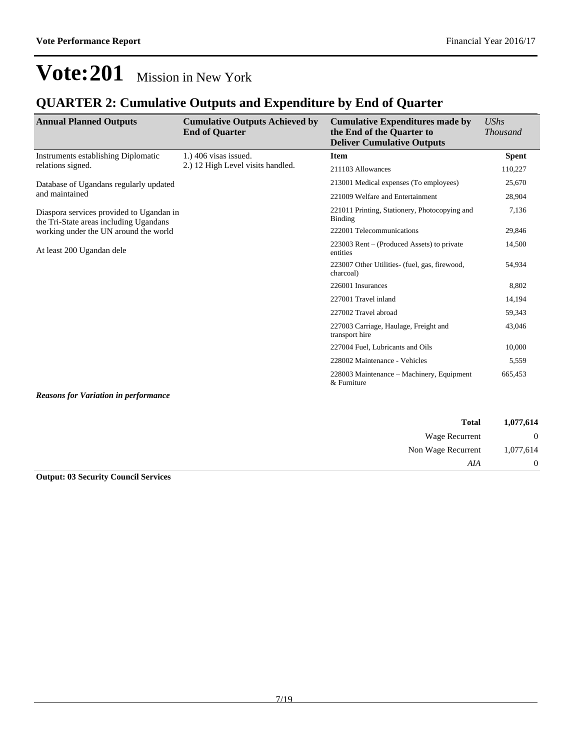# Vote:201 Mission in New York

## QUARTER 2: Cumulative Outputs and Expenditure by End of Quarter

| Annual Planned Outputs | Cumulative Outputs Achieved by End of Quarter | Cumulative Expenditures made by the End of the Quarter to Deliver Cumulative Outputs | *UShs Thousand* |
|---|---|---|---|
| Instruments establishing Diplomatic relations signed.<br><br>Database of Ugandans regularly updated and maintained<br><br>Diaspora services provided to Ugandan in the Tri-State areas including Ugandans working under the UN around the world<br><br>At least 200 Ugandan dele | 1.) 406 visas issued.<br>2.) 12 High Level visits handled. | **Item** | **Spent** |
| | | 211103 Allowances | 110,227 |
| | | 213001 Medical expenses (To employees) | 25,670 |
| | | 221009 Welfare and Entertainment | 28,904 |
| | | 221011 Printing, Stationery, Photocopying and Binding | 7,136 |
| | | 222001 Telecommunications | 29,846 |
| | | 223003 Rent – (Produced Assets) to private entities | 14,500 |
| | | 223007 Other Utilities- (fuel, gas, firewood, charcoal) | 54,934 |
| | | 226001 Insurances | 8,802 |
| | | 227001 Travel inland | 14,194 |
| | | 227002 Travel abroad | 59,343 |
| | | 227003 Carriage, Haulage, Freight and transport hire | 43,046 |
| | | 227004 Fuel, Lubricants and Oils | 10,000 |
| | | 228002 Maintenance - Vehicles | 5,559 |
| | | 228003 Maintenance – Machinery, Equipment & Furniture | 665,453 |

***Reasons for Variation in performance***

| | |
|---|---|
| **Total** | **1,077,614** |
| Wage Recurrent | 0 |
| Non Wage Recurrent | 1,077,614 |
| *AIA* | 0 |

**Output: 03 Security Council Services**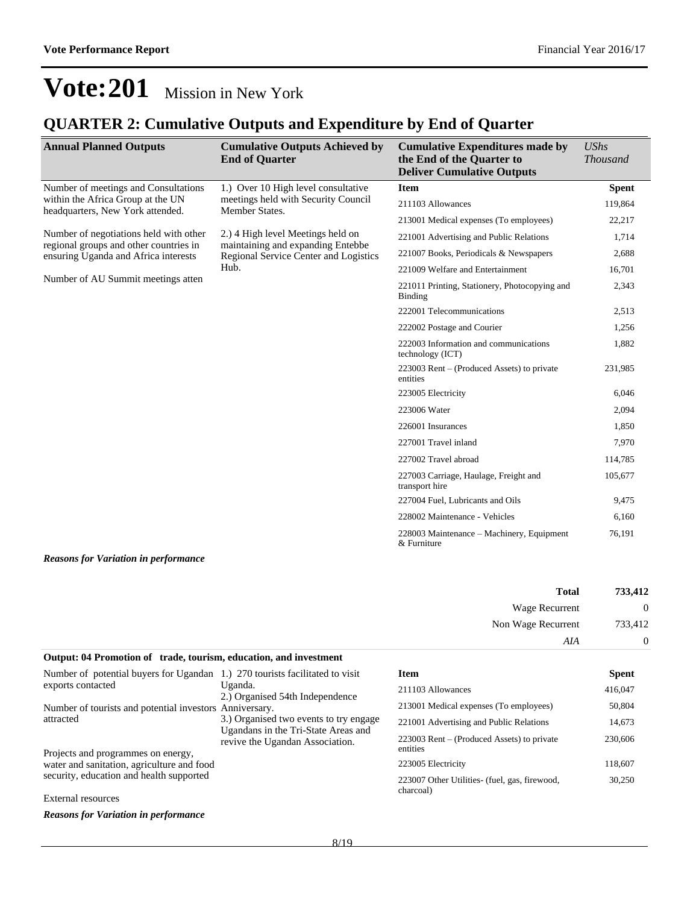# Vote:201 Mission in New York

## QUARTER 2: Cumulative Outputs and Expenditure by End of Quarter

| Annual Planned Outputs | Cumulative Outputs Achieved by End of Quarter | Cumulative Expenditures made by the End of the Quarter to Deliver Cumulative Outputs | *UShs Thousand* |
|---|---|---|---|
| Number of meetings and Consultations within the Africa Group at the UN headquarters, New York attended.<br><br>Number of negotiations held with other regional groups and other countries in ensuring Uganda and Africa interests<br><br>Number of AU Summit meetings atten | 1.) Over 10 High level consultative meetings held with Security Council Member States.<br><br>2.) 4 High level Meetings held on maintaining and expanding Entebbe Regional Service Center and Logistics Hub. | **Item** | **Spent** |
| | | 211103 Allowances | 119,864 |
| | | 213001 Medical expenses (To employees) | 22,217 |
| | | 221001 Advertising and Public Relations | 1,714 |
| | | 221007 Books, Periodicals & Newspapers | 2,688 |
| | | 221009 Welfare and Entertainment | 16,701 |
| | | 221011 Printing, Stationery, Photocopying and Binding | 2,343 |
| | | 222001 Telecommunications | 2,513 |
| | | 222002 Postage and Courier | 1,256 |
| | | 222003 Information and communications technology (ICT) | 1,882 |
| | | 223003 Rent – (Produced Assets) to private entities | 231,985 |
| | | 223005 Electricity | 6,046 |
| | | 223006 Water | 2,094 |
| | | 226001 Insurances | 1,850 |
| | | 227001 Travel inland | 7,970 |
| | | 227002 Travel abroad | 114,785 |
| | | 227003 Carriage, Haulage, Freight and transport hire | 105,677 |
| | | 227004 Fuel, Lubricants and Oils | 9,475 |
| | | 228002 Maintenance - Vehicles | 6,160 |
| | | 228003 Maintenance – Machinery, Equipment & Furniture | 76,191 |

***Reasons for Variation in performance***

| | |
|---|---|
| **Total** | **733,412** |
| Wage Recurrent | 0 |
| Non Wage Recurrent | 733,412 |
| *AIA* | 0 |

**Output: 04 Promotion of trade, tourism, education, and investment**

| Annual Planned Outputs | Cumulative Outputs Achieved by End of Quarter | Item | Spent |
|---|---|---|---|
| Number of potential buyers for Ugandan exports contacted<br><br>Number of tourists and potential investors attracted<br><br>Projects and programmes on energy, water and sanitation, agriculture and food security, education and health supported<br><br>External resources | 1.) 270 tourists facilitated to visit Uganda.<br>2.) Organised 54th Independence Anniversary.<br>3.) Organised two events to try engage Ugandans in the Tri-State Areas and revive the Ugandan Association. | 211103 Allowances | 416,047 |
| | | 213001 Medical expenses (To employees) | 50,804 |
| | | 221001 Advertising and Public Relations | 14,673 |
| | | 223003 Rent – (Produced Assets) to private entities | 230,606 |
| | | 223005 Electricity | 118,607 |
| | | 223007 Other Utilities- (fuel, gas, firewood, charcoal) | 30,250 |

***Reasons for Variation in performance***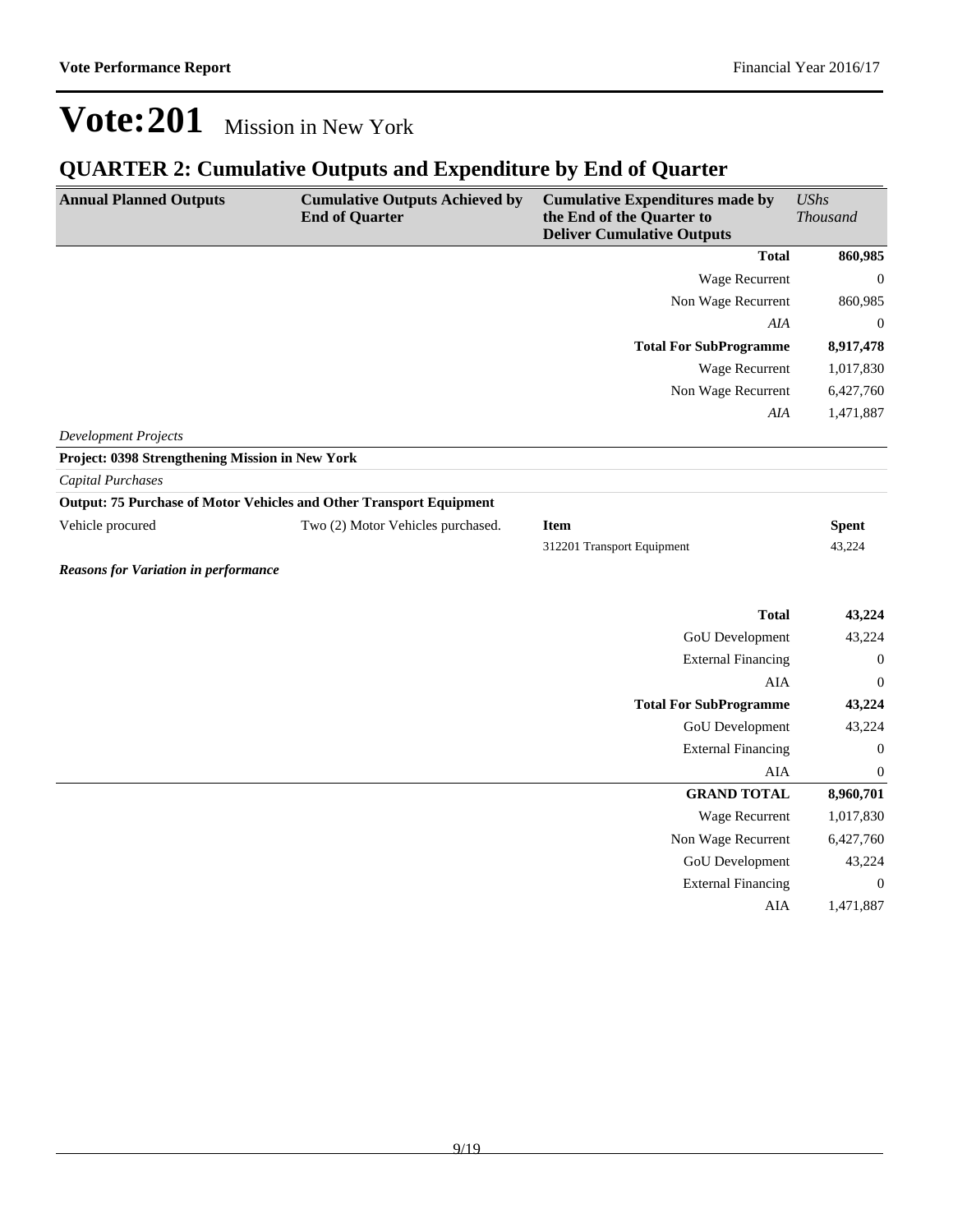# Vote:201 Mission in New York

## QUARTER 2: Cumulative Outputs and Expenditure by End of Quarter

| Annual Planned Outputs | Cumulative Outputs Achieved by End of Quarter | Cumulative Expenditures made by the End of the Quarter to Deliver Cumulative Outputs | *UShs Thousand* |
|---|---|---|---|
| | | **Total** | **860,985** |
| | | Wage Recurrent | 0 |
| | | Non Wage Recurrent | 860,985 |
| | | *AIA* | 0 |
| | | **Total For SubProgramme** | **8,917,478** |
| | | Wage Recurrent | 1,017,830 |
| | | Non Wage Recurrent | 6,427,760 |
| | | *AIA* | 1,471,887 |
| *Development Projects* | | | |
| **Project: 0398 Strengthening Mission in New York** | | | |
| *Capital Purchases* | | | |
| **Output: 75 Purchase of Motor Vehicles and Other Transport Equipment** | | | |
| Vehicle procured | Two (2) Motor Vehicles purchased. | **Item** | **Spent** |
| | | 312201 Transport Equipment | 43,224 |
| ***Reasons for Variation in performance*** | | | |
| | | **Total** | **43,224** |
| | | GoU Development | 43,224 |
| | | External Financing | 0 |
| | | AIA | 0 |
| | | **Total For SubProgramme** | **43,224** |
| | | GoU Development | 43,224 |
| | | External Financing | 0 |
| | | AIA | 0 |
| | | **GRAND TOTAL** | **8,960,701** |
| | | Wage Recurrent | 1,017,830 |
| | | Non Wage Recurrent | 6,427,760 |
| | | GoU Development | 43,224 |
| | | External Financing | 0 |
| | | AIA | 1,471,887 |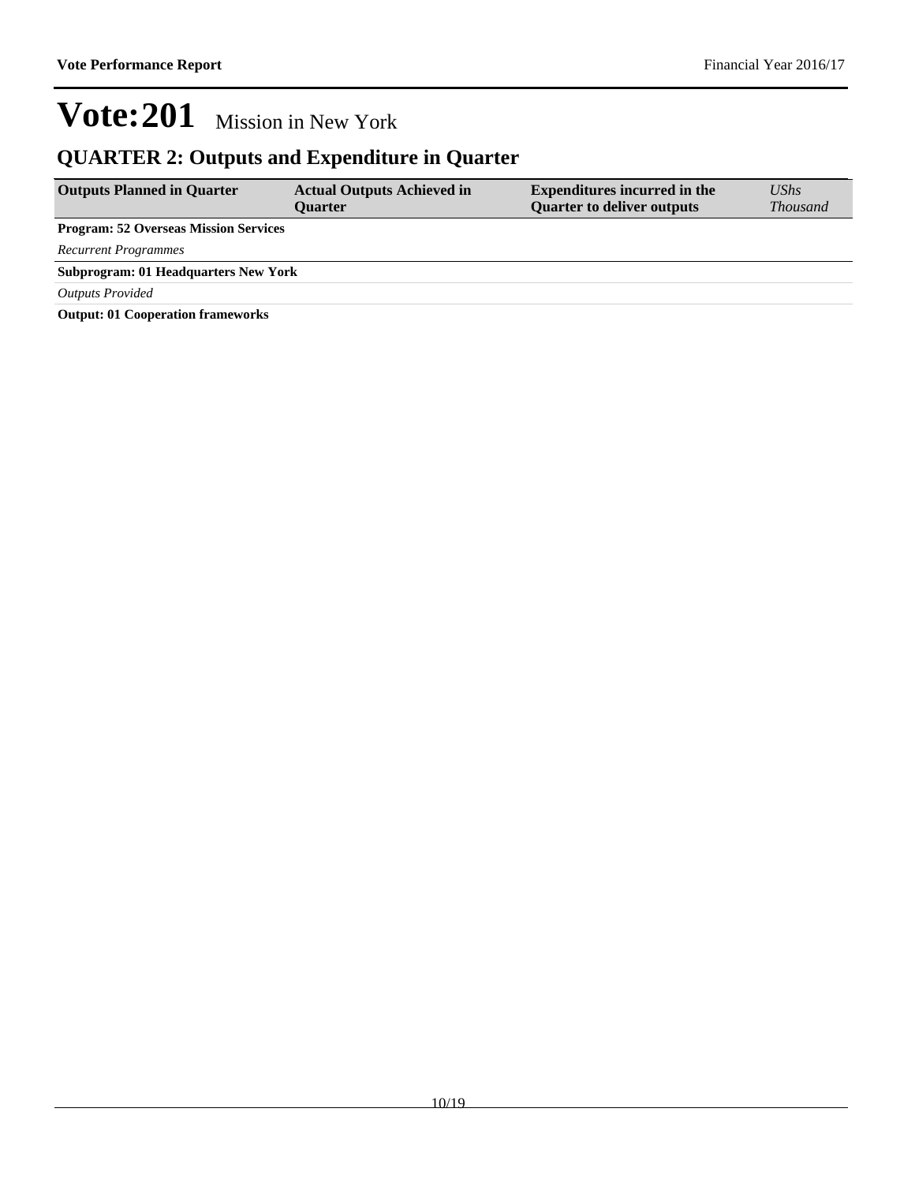# Vote:201 Mission in New York

## QUARTER 2: Outputs and Expenditure in Quarter

| Outputs Planned in Quarter | Actual Outputs Achieved in Quarter | Expenditures incurred in the Quarter to deliver outputs | *UShs Thousand* |
|---|---|---|---|
| **Program: 52 Overseas Mission Services** | | | |
| *Recurrent Programmes* | | | |
| **Subprogram: 01 Headquarters New York** | | | |
| *Outputs Provided* | | | |
| **Output: 01 Cooperation frameworks** | | | |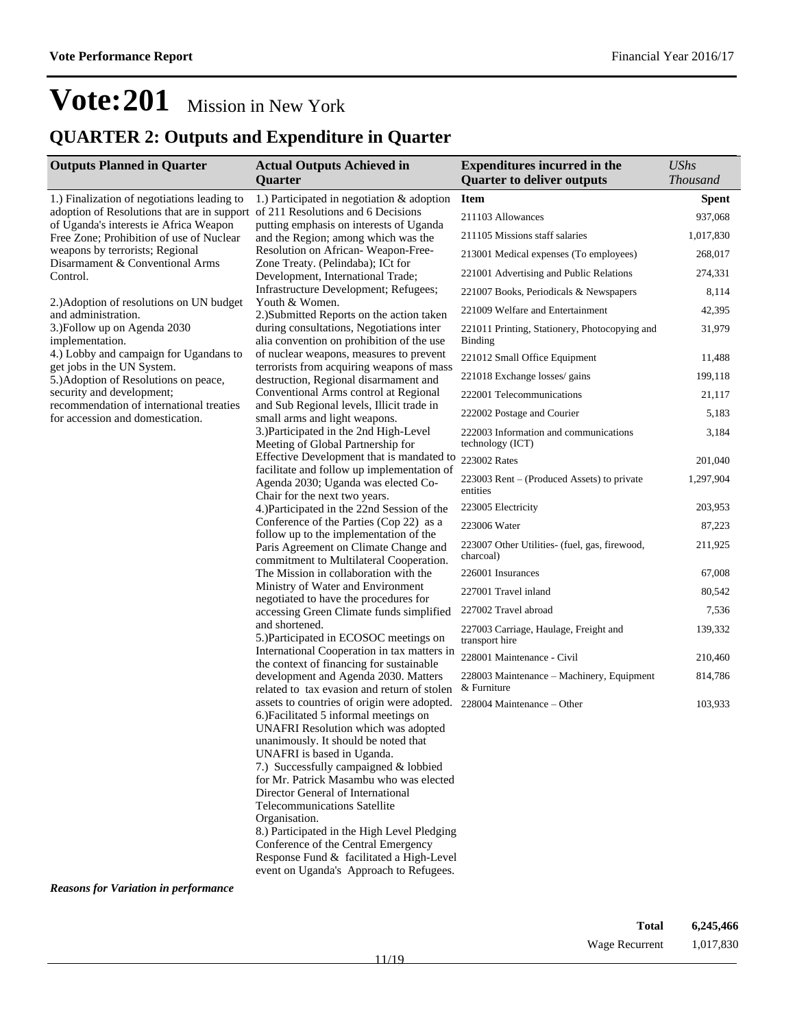# Vote:201 Mission in New York

## QUARTER 2: Outputs and Expenditure in Quarter

| Outputs Planned in Quarter | Actual Outputs Achieved in Quarter | Expenditures incurred in the Quarter to deliver outputs | UShs Thousand |
|---|---|---|---|
| 1.) Finalization of negotiations leading to adoption of Resolutions that are in support of Uganda's interests ie Africa Weapon Free Zone; Prohibition of use of Nuclear weapons by terrorists; Regional Disarmament & Conventional Arms Control.<br><br>2.)Adoption of resolutions on UN budget and administration.<br>3.)Follow up on Agenda 2030 implementation.<br>4.) Lobby and campaign for Ugandans to get jobs in the UN System.<br>5.)Adoption of Resolutions on peace, security and development; recommendation of international treaties for accession and domestication. | 1.) Participated in negotiation & adoption of 211 Resolutions and 6 Decisions putting emphasis on interests of Uganda and the Region; among which was the Resolution on African- Weapon-Free-Zone Treaty. (Pelindaba); ICt for Development, International Trade; Infrastructure Development; Refugees; Youth & Women.<br>2.)Submitted Reports on the action taken during consultations, Negotiations inter alia convention on prohibition of the use of nuclear weapons, measures to prevent terrorists from acquiring weapons of mass destruction, Regional disarmament and Conventional Arms control at Regional and Sub Regional levels, Illicit trade in small arms and light weapons.<br>3.)Participated in the 2nd High-Level Meeting of Global Partnership for Effective Development that is mandated to facilitate and follow up implementation of Agenda 2030; Uganda was elected Co-Chair for the next two years.<br>4.)Participated in the 22nd Session of the Conference of the Parties (Cop 22) as a follow up to the implementation of the Paris Agreement on Climate Change and commitment to Multilateral Cooperation. The Mission in collaboration with the Ministry of Water and Environment negotiated to have the procedures for accessing Green Climate funds simplified and shortened.<br>5.)Participated in ECOSOC meetings on International Cooperation in tax matters in the context of financing for sustainable development and Agenda 2030. Matters related to tax evasion and return of stolen assets to countries of origin were adopted.<br>6.)Facilitated 5 informal meetings on UNAFRI Resolution which was adopted unanimously. It should be noted that UNAFRI is based in Uganda.<br>7.) Successfully campaigned & lobbied for Mr. Patrick Masambu who was elected Director General of International Telecommunications Satellite Organisation.<br>8.) Participated in the High Level Pledging Conference of the Central Emergency Response Fund & facilitated a High-Level event on Uganda's Approach to Refugees. | **Item** | **Spent** |
| | | 211103 Allowances | 937,068 |
| | | 211105 Missions staff salaries | 1,017,830 |
| | | 213001 Medical expenses (To employees) | 268,017 |
| | | 221001 Advertising and Public Relations | 274,331 |
| | | 221007 Books, Periodicals & Newspapers | 8,114 |
| | | 221009 Welfare and Entertainment | 42,395 |
| | | 221011 Printing, Stationery, Photocopying and Binding | 31,979 |
| | | 221012 Small Office Equipment | 11,488 |
| | | 221018 Exchange losses/ gains | 199,118 |
| | | 222001 Telecommunications | 21,117 |
| | | 222002 Postage and Courier | 5,183 |
| | | 222003 Information and communications technology (ICT) | 3,184 |
| | | 223002 Rates | 201,040 |
| | | 223003 Rent – (Produced Assets) to private entities | 1,297,904 |
| | | 223005 Electricity | 203,953 |
| | | 223006 Water | 87,223 |
| | | 223007 Other Utilities- (fuel, gas, firewood, charcoal) | 211,925 |
| | | 226001 Insurances | 67,008 |
| | | 227001 Travel inland | 80,542 |
| | | 227002 Travel abroad | 7,536 |
| | | 227003 Carriage, Haulage, Freight and transport hire | 139,332 |
| | | 228001 Maintenance - Civil | 210,460 |
| | | 228003 Maintenance – Machinery, Equipment & Furniture | 814,786 |
| | | 228004 Maintenance – Other | 103,933 |

***Reasons for Variation in performance***

| | |
|---|---|
| **Total** | **6,245,466** |
| Wage Recurrent | 1,017,830 |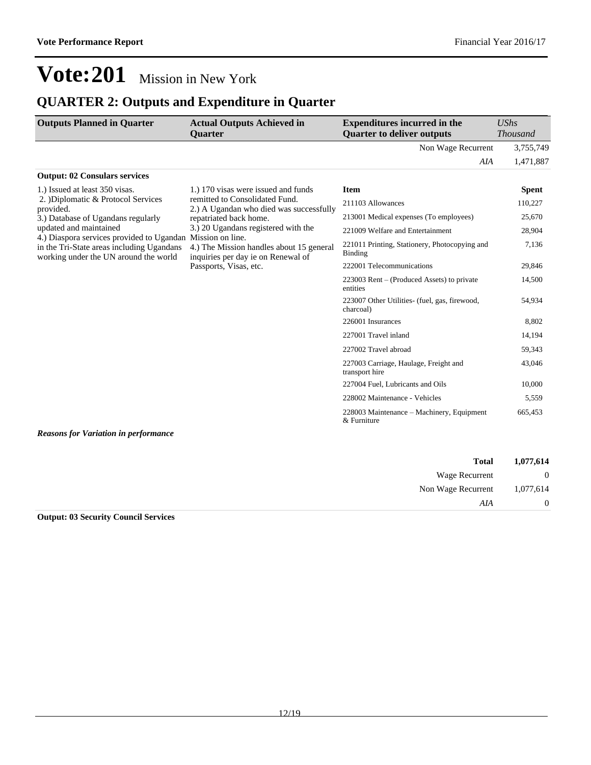# Vote:201 Mission in New York

## QUARTER 2: Outputs and Expenditure in Quarter

| Outputs Planned in Quarter | Actual Outputs Achieved in Quarter | Expenditures incurred in the Quarter to deliver outputs | *UShs Thousand* |
|---|---|---|---|
| | | Non Wage Recurrent | 3,755,749 |
| | | *AIA* | 1,471,887 |

**Output: 02 Consulars services**

| Outputs Planned in Quarter | Actual Outputs Achieved in Quarter | Item | Spent |
|---|---|---|---|
| 1.) Issued at least 350 visas.<br>2. )Diplomatic & Protocol Services provided.<br>3.) Database of Ugandans regularly updated and maintained<br>4.) Diaspora services provided to Ugandan in the Tri-State areas including Ugandans working under the UN around the world | 1.) 170 visas were issued and funds remitted to Consolidated Fund.<br>2.) A Ugandan who died was successfully repatriated back home.<br>3.) 20 Ugandans registered with the Mission on line.<br>4.) The Mission handles about 15 general inquiries per day ie on Renewal of Passports, Visas, etc. | 211103 Allowances | 110,227 |
| | | 213001 Medical expenses (To employees) | 25,670 |
| | | 221009 Welfare and Entertainment | 28,904 |
| | | 221011 Printing, Stationery, Photocopying and Binding | 7,136 |
| | | 222001 Telecommunications | 29,846 |
| | | 223003 Rent – (Produced Assets) to private entities | 14,500 |
| | | 223007 Other Utilities- (fuel, gas, firewood, charcoal) | 54,934 |
| | | 226001 Insurances | 8,802 |
| | | 227001 Travel inland | 14,194 |
| | | 227002 Travel abroad | 59,343 |
| | | 227003 Carriage, Haulage, Freight and transport hire | 43,046 |
| | | 227004 Fuel, Lubricants and Oils | 10,000 |
| | | 228002 Maintenance - Vehicles | 5,559 |
| | | 228003 Maintenance – Machinery, Equipment & Furniture | 665,453 |

***Reasons for Variation in performance***

| | |
|---|---|
| **Total** | **1,077,614** |
| Wage Recurrent | 0 |
| Non Wage Recurrent | 1,077,614 |
| *AIA* | 0 |

**Output: 03 Security Council Services**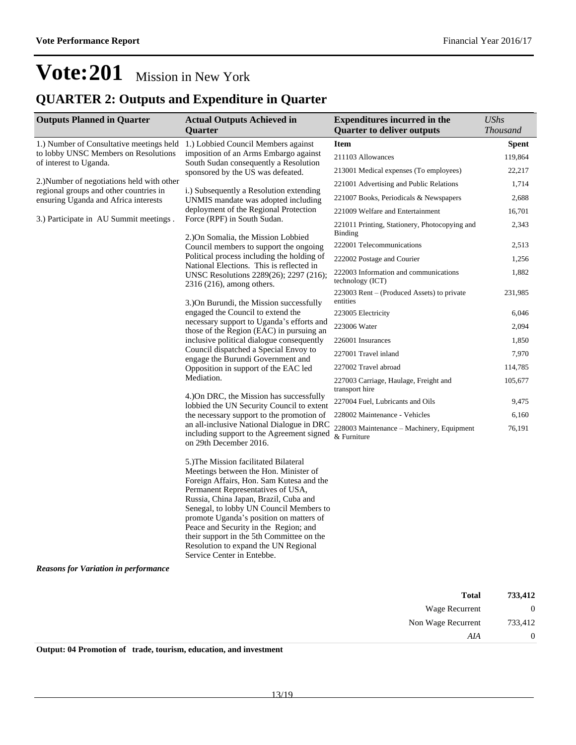# Vote:201 Mission in New York

## QUARTER 2: Outputs and Expenditure in Quarter

| Outputs Planned in Quarter | Actual Outputs Achieved in Quarter | Expenditures incurred in the Quarter to deliver outputs | UShs Thousand |
|---|---|---|---|
| 1.) Number of Consultative meetings held to lobby UNSC Members on Resolutions of interest to Uganda.<br><br>2.)Number of negotiations held with other regional groups and other countries in ensuring Uganda and Africa interests<br><br>3.) Participate in AU Summit meetings . | 1.) Lobbied Council Members against imposition of an Arms Embargo against South Sudan consequently a Resolution sponsored by the US was defeated.<br><br>i.) Subsequently a Resolution extending UNMIS mandate was adopted including deployment of the Regional Protection Force (RPF) in South Sudan.<br><br>2.)On Somalia, the Mission Lobbied Council members to support the ongoing Political process including the holding of National Elections. This is reflected in UNSC Resolutions 2289(26); 2297 (216); 2316 (216), among others.<br><br>3.)On Burundi, the Mission successfully engaged the Council to extend the necessary support to Uganda's efforts and those of the Region (EAC) in pursuing an inclusive political dialogue consequently Council dispatched a Special Envoy to engage the Burundi Government and Opposition in support of the EAC led Mediation.<br><br>4.)On DRC, the Mission has successfully lobbied the UN Security Council to extent the necessary support to the promotion of an all-inclusive National Dialogue in DRC including support to the Agreement signed on 29th December 2016.<br><br>5.)The Mission facilitated Bilateral Meetings between the Hon. Minister of Foreign Affairs, Hon. Sam Kutesa and the Permanent Representatives of USA, Russia, China Japan, Brazil, Cuba and Senegal, to lobby UN Council Members to promote Uganda's position on matters of Peace and Security in the Region; and their support in the 5th Committee on the Resolution to expand the UN Regional Service Center in Entebbe. | **Item** | **Spent** |
| | | 211103 Allowances | 119,864 |
| | | 213001 Medical expenses (To employees) | 22,217 |
| | | 221001 Advertising and Public Relations | 1,714 |
| | | 221007 Books, Periodicals & Newspapers | 2,688 |
| | | 221009 Welfare and Entertainment | 16,701 |
| | | 221011 Printing, Stationery, Photocopying and Binding | 2,343 |
| | | 222001 Telecommunications | 2,513 |
| | | 222002 Postage and Courier | 1,256 |
| | | 222003 Information and communications technology (ICT) | 1,882 |
| | | 223003 Rent – (Produced Assets) to private entities | 231,985 |
| | | 223005 Electricity | 6,046 |
| | | 223006 Water | 2,094 |
| | | 226001 Insurances | 1,850 |
| | | 227001 Travel inland | 7,970 |
| | | 227002 Travel abroad | 114,785 |
| | | 227003 Carriage, Haulage, Freight and transport hire | 105,677 |
| | | 227004 Fuel, Lubricants and Oils | 9,475 |
| | | 228002 Maintenance - Vehicles | 6,160 |
| | | 228003 Maintenance – Machinery, Equipment & Furniture | 76,191 |

***Reasons for Variation in performance***

| | |
|---|---|
| **Total** | **733,412** |
| Wage Recurrent | 0 |
| Non Wage Recurrent | 733,412 |
| *AIA* | 0 |

**Output: 04 Promotion of trade, tourism, education, and investment**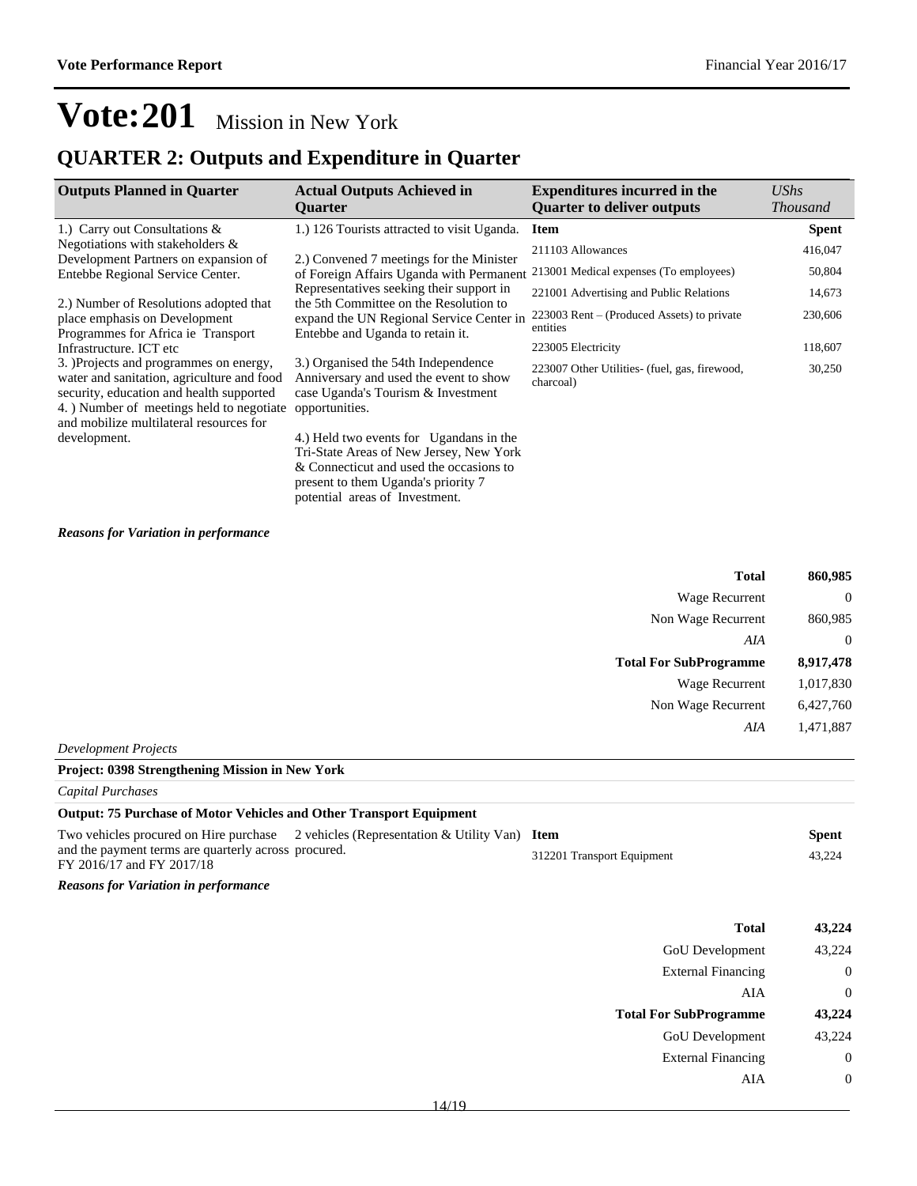# Vote:201 Mission in New York

## QUARTER 2: Outputs and Expenditure in Quarter

| Outputs Planned in Quarter | Actual Outputs Achieved in Quarter | Expenditures incurred in the Quarter to deliver outputs | *UShs Thousand* |
|---|---|---|---|
| 1.) Carry out Consultations & Negotiations with stakeholders & Development Partners on expansion of Entebbe Regional Service Center.<br><br>2.) Number of Resolutions adopted that place emphasis on Development Programmes for Africa ie Transport Infrastructure. ICT etc<br>3. )Projects and programmes on energy, water and sanitation, agriculture and food security, education and health supported<br>4. ) Number of meetings held to negotiate and mobilize multilateral resources for development. | 1.) 126 Tourists attracted to visit Uganda.<br><br>2.) Convened 7 meetings for the Minister of Foreign Affairs Uganda with Permanent Representatives seeking their support in the 5th Committee on the Resolution to expand the UN Regional Service Center in Entebbe and Uganda to retain it.<br><br>3.) Organised the 54th Independence Anniversary and used the event to show case Uganda's Tourism & Investment opportunities.<br><br>4.) Held two events for Ugandans in the Tri-State Areas of New Jersey, New York & Connecticut and used the occasions to present to them Uganda's priority 7 potential areas of Investment. | **Item** | **Spent** |
| | | 211103 Allowances | 416,047 |
| | | 213001 Medical expenses (To employees) | 50,804 |
| | | 221001 Advertising and Public Relations | 14,673 |
| | | 223003 Rent – (Produced Assets) to private entities | 230,606 |
| | | 223005 Electricity | 118,607 |
| | | 223007 Other Utilities- (fuel, gas, firewood, charcoal) | 30,250 |

***Reasons for Variation in performance***

| | |
|---|---|
| **Total** | **860,985** |
| Wage Recurrent | 0 |
| Non Wage Recurrent | 860,985 |
| *AIA* | 0 |
| **Total For SubProgramme** | **8,917,478** |
| Wage Recurrent | 1,017,830 |
| Non Wage Recurrent | 6,427,760 |
| *AIA* | 1,471,887 |

*Development Projects*

**Project: 0398 Strengthening Mission in New York**

*Capital Purchases*

**Output: 75 Purchase of Motor Vehicles and Other Transport Equipment**

| | | | |
|---|---|---|---|
| Two vehicles procured on Hire purchase and the payment terms are quarterly across FY 2016/17 and FY 2017/18 | 2 vehicles (Representation & Utility Van) procured. | **Item** | **Spent** |
| | | 312201 Transport Equipment | 43,224 |

***Reasons for Variation in performance***

| | |
|---|---|
| **Total** | **43,224** |
| GoU Development | 43,224 |
| External Financing | 0 |
| AIA | 0 |
| **Total For SubProgramme** | **43,224** |
| GoU Development | 43,224 |
| External Financing | 0 |
| AIA | 0 |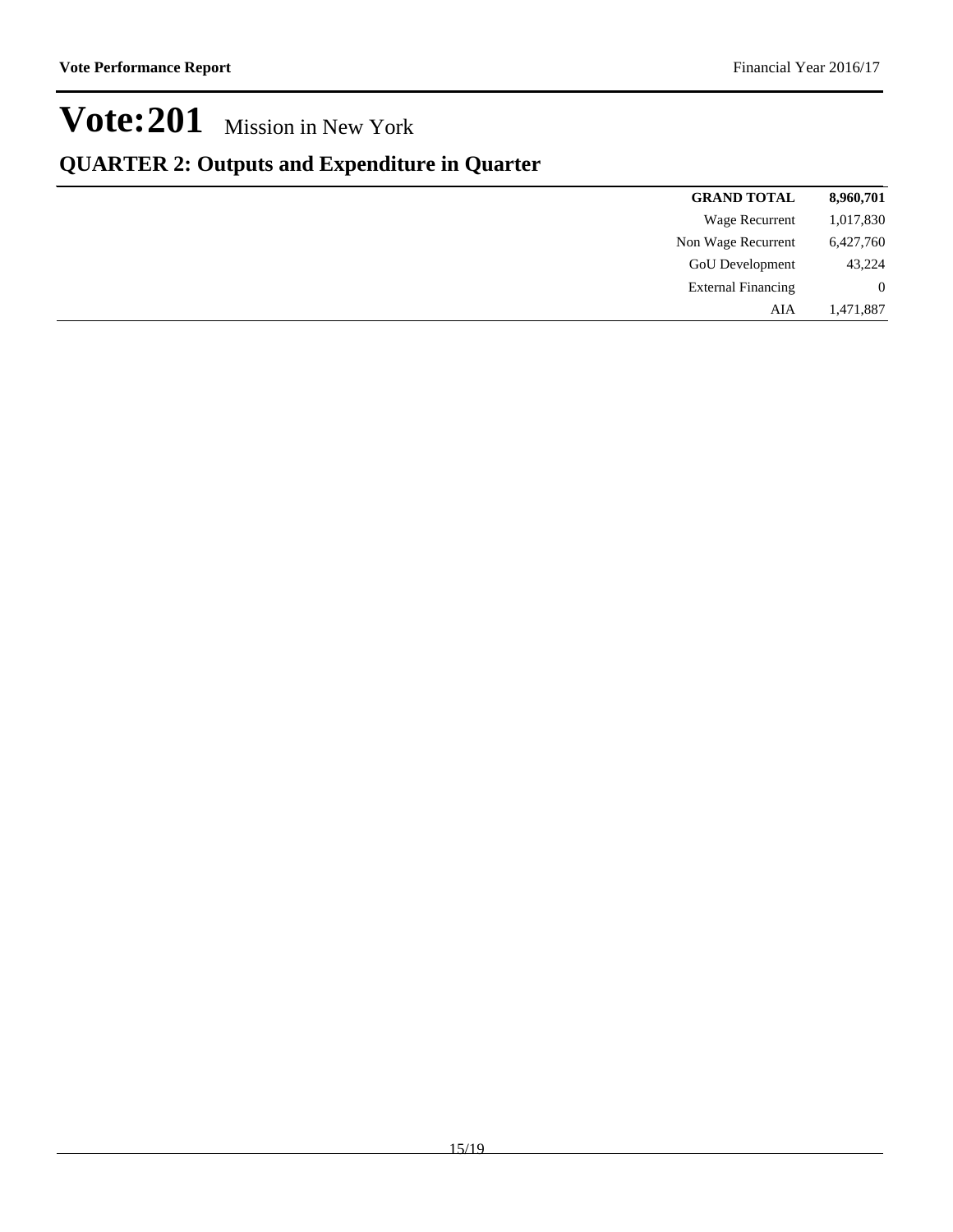# Vote:201 Mission in New York

## QUARTER 2: Outputs and Expenditure in Quarter

| | |
|---|---|
| **GRAND TOTAL** | **8,960,701** |
| Wage Recurrent | 1,017,830 |
| Non Wage Recurrent | 6,427,760 |
| GoU Development | 43,224 |
| External Financing | 0 |
| AIA | 1,471,887 |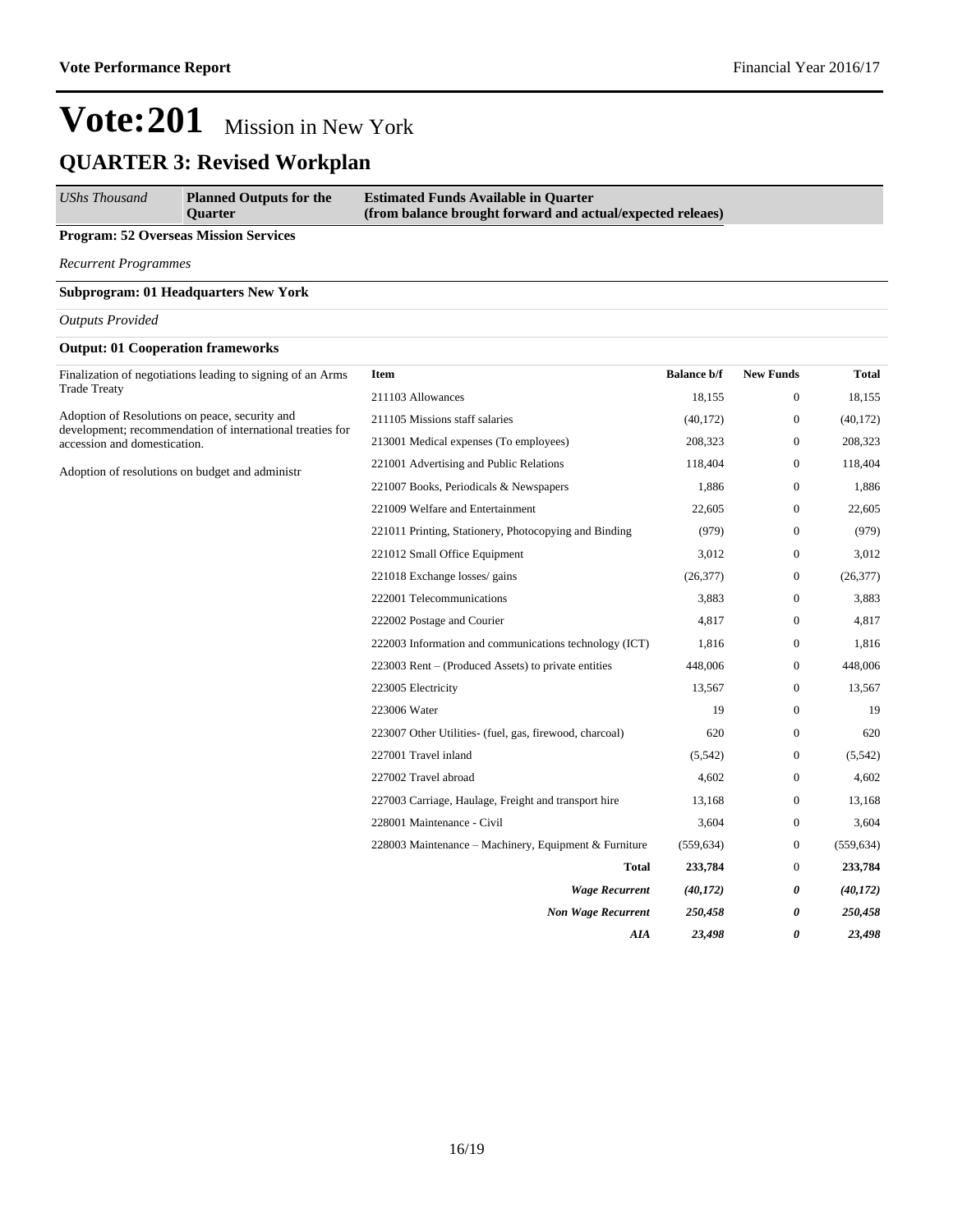# Vote:201 Mission in New York

## QUARTER 3: Revised Workplan

| *UShs Thousand* | **Planned Outputs for the Quarter** | **Estimated Funds Available in Quarter (from balance brought forward and actual/expected releaes)** |
|---|---|---|

**Program: 52 Overseas Mission Services**

*Recurrent Programmes*

**Subprogram: 01 Headquarters New York**

*Outputs Provided*

**Output: 01 Cooperation frameworks**

Finalization of negotiations leading to signing of an Arms Trade Treaty

Adoption of Resolutions on peace, security and development; recommendation of international treaties for accession and domestication.

Adoption of resolutions on budget and administr

| Item | Balance b/f | New Funds | Total |
|---|---|---|---|
| 211103 Allowances | 18,155 | 0 | 18,155 |
| 211105 Missions staff salaries | (40,172) | 0 | (40,172) |
| 213001 Medical expenses (To employees) | 208,323 | 0 | 208,323 |
| 221001 Advertising and Public Relations | 118,404 | 0 | 118,404 |
| 221007 Books, Periodicals & Newspapers | 1,886 | 0 | 1,886 |
| 221009 Welfare and Entertainment | 22,605 | 0 | 22,605 |
| 221011 Printing, Stationery, Photocopying and Binding | (979) | 0 | (979) |
| 221012 Small Office Equipment | 3,012 | 0 | 3,012 |
| 221018 Exchange losses/ gains | (26,377) | 0 | (26,377) |
| 222001 Telecommunications | 3,883 | 0 | 3,883 |
| 222002 Postage and Courier | 4,817 | 0 | 4,817 |
| 222003 Information and communications technology (ICT) | 1,816 | 0 | 1,816 |
| 223003 Rent – (Produced Assets) to private entities | 448,006 | 0 | 448,006 |
| 223005 Electricity | 13,567 | 0 | 13,567 |
| 223006 Water | 19 | 0 | 19 |
| 223007 Other Utilities- (fuel, gas, firewood, charcoal) | 620 | 0 | 620 |
| 227001 Travel inland | (5,542) | 0 | (5,542) |
| 227002 Travel abroad | 4,602 | 0 | 4,602 |
| 227003 Carriage, Haulage, Freight and transport hire | 13,168 | 0 | 13,168 |
| 228001 Maintenance - Civil | 3,604 | 0 | 3,604 |
| 228003 Maintenance – Machinery, Equipment & Furniture | (559,634) | 0 | (559,634) |
| **Total** | **233,784** | 0 | **233,784** |
| ***Wage Recurrent*** | ***(40,172)*** | ***0*** | ***(40,172)*** |
| ***Non Wage Recurrent*** | ***250,458*** | ***0*** | ***250,458*** |
| ***AIA*** | ***23,498*** | ***0*** | ***23,498*** |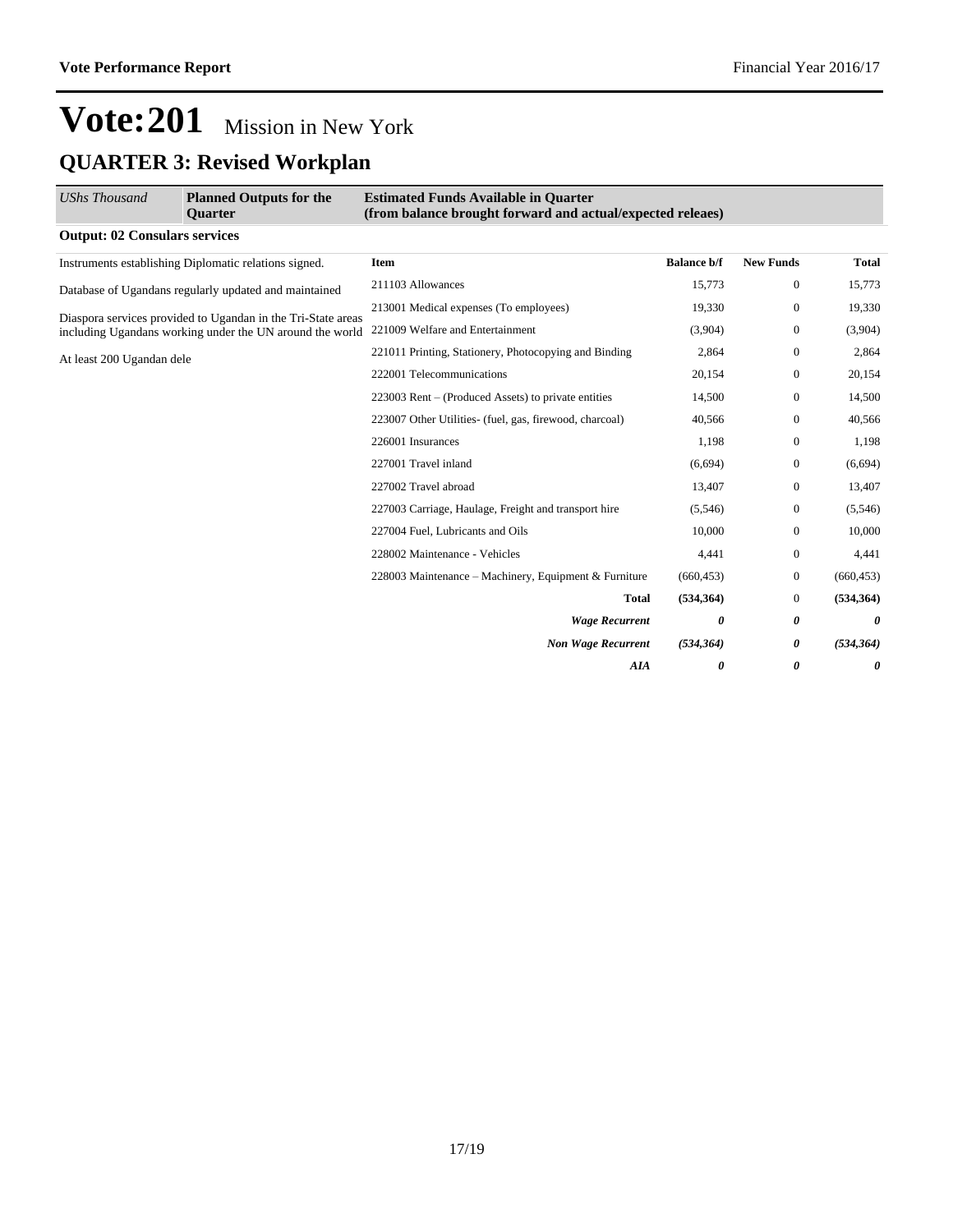# Vote:201 Mission in New York

## QUARTER 3: Revised Workplan

| *UShs Thousand* | **Planned Outputs for the Quarter** | **Estimated Funds Available in Quarter (from balance brought forward and actual/expected releaes)** | | | |
|---|---|---|---|---|---|

**Output: 02 Consulars services**

Instruments establishing Diplomatic relations signed.

Database of Ugandans regularly updated and maintained

Diaspora services provided to Ugandan in the Tri-State areas including Ugandans working under the UN around the world

At least 200 Ugandan dele

| Item | Balance b/f | New Funds | Total |
|---|---|---|---|
| 211103 Allowances | 15,773 | 0 | 15,773 |
| 213001 Medical expenses (To employees) | 19,330 | 0 | 19,330 |
| 221009 Welfare and Entertainment | (3,904) | 0 | (3,904) |
| 221011 Printing, Stationery, Photocopying and Binding | 2,864 | 0 | 2,864 |
| 222001 Telecommunications | 20,154 | 0 | 20,154 |
| 223003 Rent – (Produced Assets) to private entities | 14,500 | 0 | 14,500 |
| 223007 Other Utilities- (fuel, gas, firewood, charcoal) | 40,566 | 0 | 40,566 |
| 226001 Insurances | 1,198 | 0 | 1,198 |
| 227001 Travel inland | (6,694) | 0 | (6,694) |
| 227002 Travel abroad | 13,407 | 0 | 13,407 |
| 227003 Carriage, Haulage, Freight and transport hire | (5,546) | 0 | (5,546) |
| 227004 Fuel, Lubricants and Oils | 10,000 | 0 | 10,000 |
| 228002 Maintenance - Vehicles | 4,441 | 0 | 4,441 |
| 228003 Maintenance – Machinery, Equipment & Furniture | (660,453) | 0 | (660,453) |
| **Total** | **(534,364)** | 0 | **(534,364)** |
| ***Wage Recurrent*** | ***0*** | ***0*** | ***0*** |
| ***Non Wage Recurrent*** | ***(534,364)*** | ***0*** | ***(534,364)*** |
| ***AIA*** | ***0*** | ***0*** | ***0*** |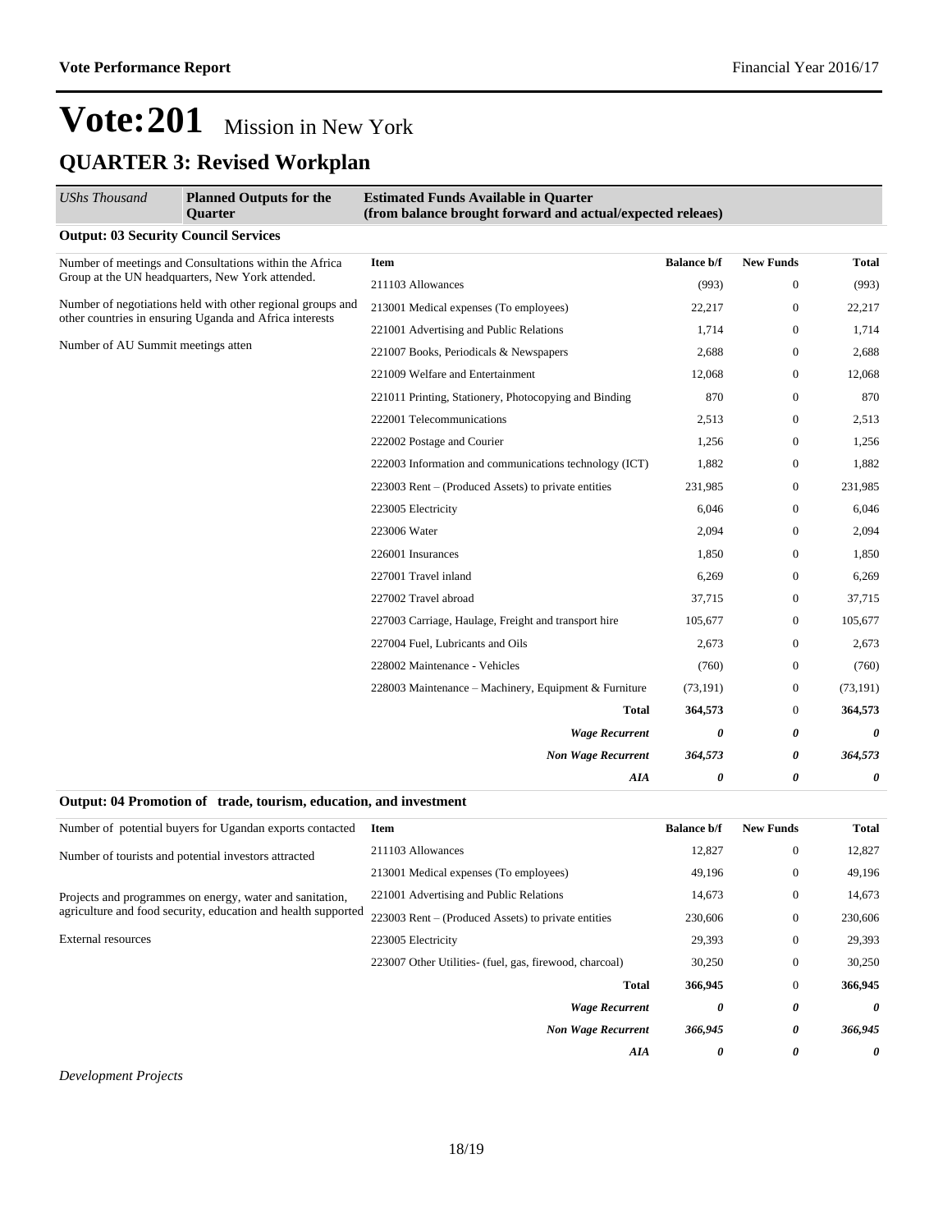# Vote:201 Mission in New York

## QUARTER 3: Revised Workplan

| *UShs Thousand* | **Planned Outputs for the Quarter** | **Estimated Funds Available in Quarter (from balance brought forward and actual/expected releaes)** |
|---|---|---|

### Output: 03 Security Council Services

Number of meetings and Consultations within the Africa Group at the UN headquarters, New York attended.

Number of negotiations held with other regional groups and other countries in ensuring Uganda and Africa interests

Number of AU Summit meetings atten

| Item | Balance b/f | New Funds | Total |
|---|---|---|---|
| 211103 Allowances | (993) | 0 | (993) |
| 213001 Medical expenses (To employees) | 22,217 | 0 | 22,217 |
| 221001 Advertising and Public Relations | 1,714 | 0 | 1,714 |
| 221007 Books, Periodicals & Newspapers | 2,688 | 0 | 2,688 |
| 221009 Welfare and Entertainment | 12,068 | 0 | 12,068 |
| 221011 Printing, Stationery, Photocopying and Binding | 870 | 0 | 870 |
| 222001 Telecommunications | 2,513 | 0 | 2,513 |
| 222002 Postage and Courier | 1,256 | 0 | 1,256 |
| 222003 Information and communications technology (ICT) | 1,882 | 0 | 1,882 |
| 223003 Rent – (Produced Assets) to private entities | 231,985 | 0 | 231,985 |
| 223005 Electricity | 6,046 | 0 | 6,046 |
| 223006 Water | 2,094 | 0 | 2,094 |
| 226001 Insurances | 1,850 | 0 | 1,850 |
| 227001 Travel inland | 6,269 | 0 | 6,269 |
| 227002 Travel abroad | 37,715 | 0 | 37,715 |
| 227003 Carriage, Haulage, Freight and transport hire | 105,677 | 0 | 105,677 |
| 227004 Fuel, Lubricants and Oils | 2,673 | 0 | 2,673 |
| 228002 Maintenance - Vehicles | (760) | 0 | (760) |
| 228003 Maintenance – Machinery, Equipment & Furniture | (73,191) | 0 | (73,191) |
| **Total** | **364,573** | 0 | **364,573** |
| ***Wage Recurrent*** | ***0*** | ***0*** | ***0*** |
| ***Non Wage Recurrent*** | ***364,573*** | ***0*** | ***364,573*** |
| ***AIA*** | ***0*** | ***0*** | ***0*** |

### Output: 04 Promotion of trade, tourism, education, and investment

Number of potential buyers for Ugandan exports contacted

Number of tourists and potential investors attracted

Projects and programmes on energy, water and sanitation, agriculture and food security, education and health supported

External resources

| Item | Balance b/f | New Funds | Total |
|---|---|---|---|
| 211103 Allowances | 12,827 | 0 | 12,827 |
| 213001 Medical expenses (To employees) | 49,196 | 0 | 49,196 |
| 221001 Advertising and Public Relations | 14,673 | 0 | 14,673 |
| 223003 Rent – (Produced Assets) to private entities | 230,606 | 0 | 230,606 |
| 223005 Electricity | 29,393 | 0 | 29,393 |
| 223007 Other Utilities- (fuel, gas, firewood, charcoal) | 30,250 | 0 | 30,250 |
| **Total** | **366,945** | 0 | **366,945** |
| ***Wage Recurrent*** | ***0*** | ***0*** | ***0*** |
| ***Non Wage Recurrent*** | ***366,945*** | ***0*** | ***366,945*** |
| ***AIA*** | ***0*** | ***0*** | ***0*** |

*Development Projects*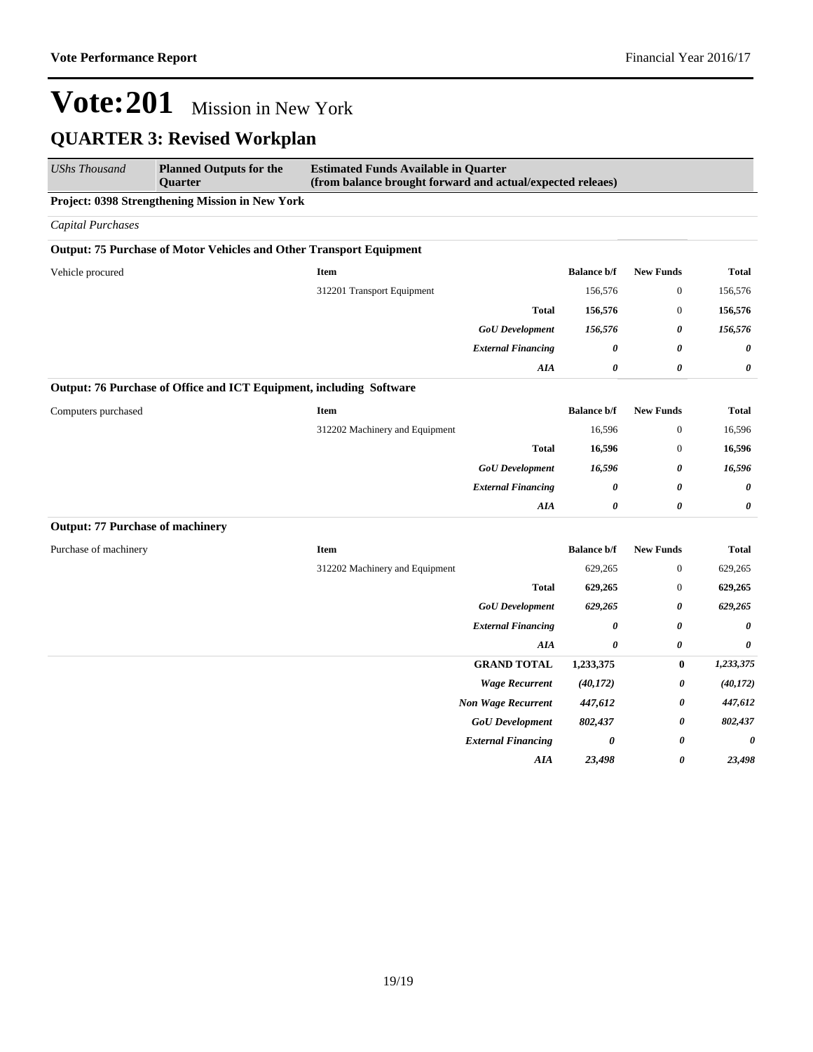# Vote:201 Mission in New York

## QUARTER 3: Revised Workplan

| *UShs Thousand* | **Planned Outputs for the Quarter** | **Estimated Funds Available in Quarter (from balance brought forward and actual/expected releaes)** | | | |
|---|---|---|---|---|---|
| **Project: 0398 Strengthening Mission in New York** | | | | | |
| *Capital Purchases* | | | | | |
| **Output: 75 Purchase of Motor Vehicles and Other Transport Equipment** | | | | | |
| Vehicle procured | | **Item** | **Balance b/f** | **New Funds** | **Total** |
| | | 312201 Transport Equipment | 156,576 | 0 | 156,576 |
| | | **Total** | **156,576** | 0 | **156,576** |
| | | ***GoU Development*** | ***156,576*** | ***0*** | ***156,576*** |
| | | ***External Financing*** | ***0*** | ***0*** | ***0*** |
| | | ***AIA*** | ***0*** | ***0*** | ***0*** |
| **Output: 76 Purchase of Office and ICT Equipment, including Software** | | | | | |
| Computers purchased | | **Item** | **Balance b/f** | **New Funds** | **Total** |
| | | 312202 Machinery and Equipment | 16,596 | 0 | 16,596 |
| | | **Total** | **16,596** | 0 | **16,596** |
| | | ***GoU Development*** | ***16,596*** | ***0*** | ***16,596*** |
| | | ***External Financing*** | ***0*** | ***0*** | ***0*** |
| | | ***AIA*** | ***0*** | ***0*** | ***0*** |
| **Output: 77 Purchase of machinery** | | | | | |
| Purchase of machinery | | **Item** | **Balance b/f** | **New Funds** | **Total** |
| | | 312202 Machinery and Equipment | 629,265 | 0 | 629,265 |
| | | **Total** | **629,265** | 0 | **629,265** |
| | | ***GoU Development*** | ***629,265*** | ***0*** | ***629,265*** |
| | | ***External Financing*** | ***0*** | ***0*** | ***0*** |
| | | ***AIA*** | ***0*** | ***0*** | ***0*** |
| | | **GRAND TOTAL** | **1,233,375** | **0** | ***1,233,375*** |
| | | ***Wage Recurrent*** | ***(40,172)*** | ***0*** | ***(40,172)*** |
| | | ***Non Wage Recurrent*** | ***447,612*** | ***0*** | ***447,612*** |
| | | ***GoU Development*** | ***802,437*** | ***0*** | ***802,437*** |
| | | ***External Financing*** | ***0*** | ***0*** | ***0*** |
| | | ***AIA*** | ***23,498*** | ***0*** | ***23,498*** |